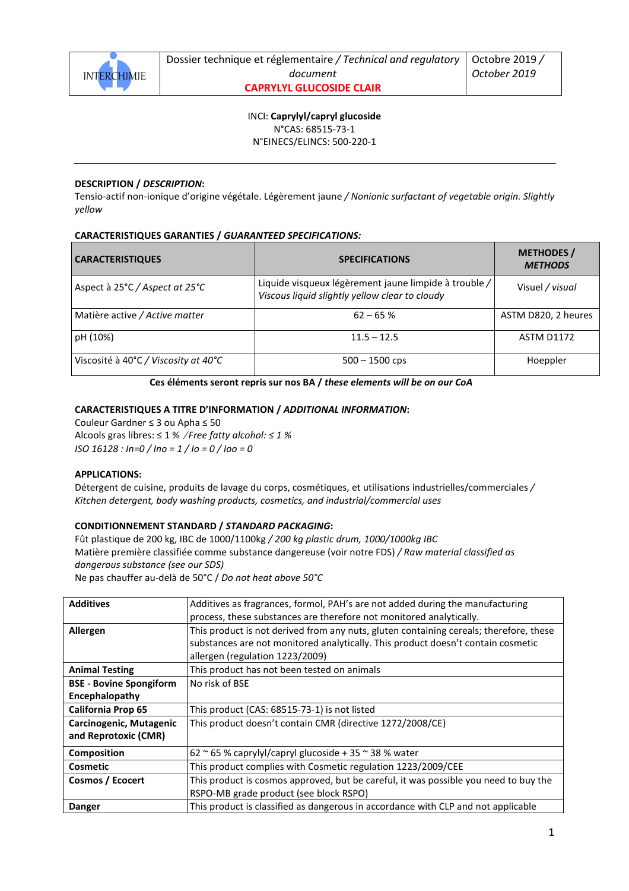| INTERCHIMIE | Dossier technique et réglementaire / *Technical and regulatory document* **CAPRYLYL GLUCOSIDE CLAIR** | Octobre 2019 / *October 2019* |
|---|---|---|

INCI: **Caprylyl/capryl glucoside**
N°CAS: 68515-73-1
N°EINECS/ELINCS: 500-220-1

---

**DESCRIPTION / *DESCRIPTION*:**
Tensio-actif non-ionique d'origine végétale. Légèrement jaune / *Nonionic surfactant of vegetable origin. Slightly yellow*

**CARACTERISTIQUES GARANTIES / *GUARANTEED SPECIFICATIONS:***

| CARACTERISTIQUES | SPECIFICATIONS | METHODES / *METHODS* |
|---|---|---|
| Aspect à 25°C / *Aspect at 25°C* | Liquide visqueux légèrement jaune limpide à trouble / *Viscous liquid slightly yellow clear to cloudy* | Visuel / *visual* |
| Matière active / *Active matter* | 62 – 65 % | ASTM D820, 2 heures |
| pH (10%) | 11.5 – 12.5 | ASTM D1172 |
| Viscosité à 40°C / *Viscosity at 40°C* | 500 – 1500 cps | Hoeppler |

**Ces éléments seront repris sur nos BA / *these elements will be on our CoA***

**CARACTERISTIQUES A TITRE D'INFORMATION / *ADDITIONAL INFORMATION*:**
Couleur Gardner ≤ 3 ou Apha ≤ 50
Alcools gras libres: ≤ 1 % */Free fatty alcohol: ≤ 1 %*
*ISO 16128 : In=0 / Ino = 1 / Io = 0 / Ioo = 0*

**APPLICATIONS:**
Détergent de cuisine, produits de lavage du corps, cosmétiques, et utilisations industrielles/commerciales / *Kitchen detergent, body washing products, cosmetics, and industrial/commercial uses*

**CONDITIONNEMENT STANDARD / *STANDARD PACKAGING*:**
Fût plastique de 200 kg, IBC de 1000/1100kg / *200 kg plastic drum, 1000/1000kg IBC*
Matière première classifiée comme substance dangereuse (voir notre FDS) / *Raw material classified as dangerous substance (see our SDS)*
Ne pas chauffer au-delà de 50°C / *Do not heat above 50°C*

| | |
|---|---|
| **Additives** | Additives as fragrances, formol, PAH's are not added during the manufacturing process, these substances are therefore not monitored analytically. |
| **Allergen** | This product is not derived from any nuts, gluten containing cereals; therefore, these substances are not monitored analytically. This product doesn't contain cosmetic allergen (regulation 1223/2009) |
| **Animal Testing** | This product has not been tested on animals |
| **BSE - Bovine Spongiform Encephalopathy** | No risk of BSE |
| **California Prop 65** | This product (CAS: 68515-73-1) is not listed |
| **Carcinogenic, Mutagenic and Reprotoxic (CMR)** | This product doesn't contain CMR (directive 1272/2008/CE) |
| **Composition** | 62 ~ 65 % caprylyl/capryl glucoside + 35 ~ 38 % water |
| **Cosmetic** | This product complies with Cosmetic regulation 1223/2009/CEE |
| **Cosmos / Ecocert** | This product is cosmos approved, but be careful, it was possible you need to buy the RSPO-MB grade product (see block RSPO) |
| **Danger** | This product is classified as dangerous in accordance with CLP and not applicable |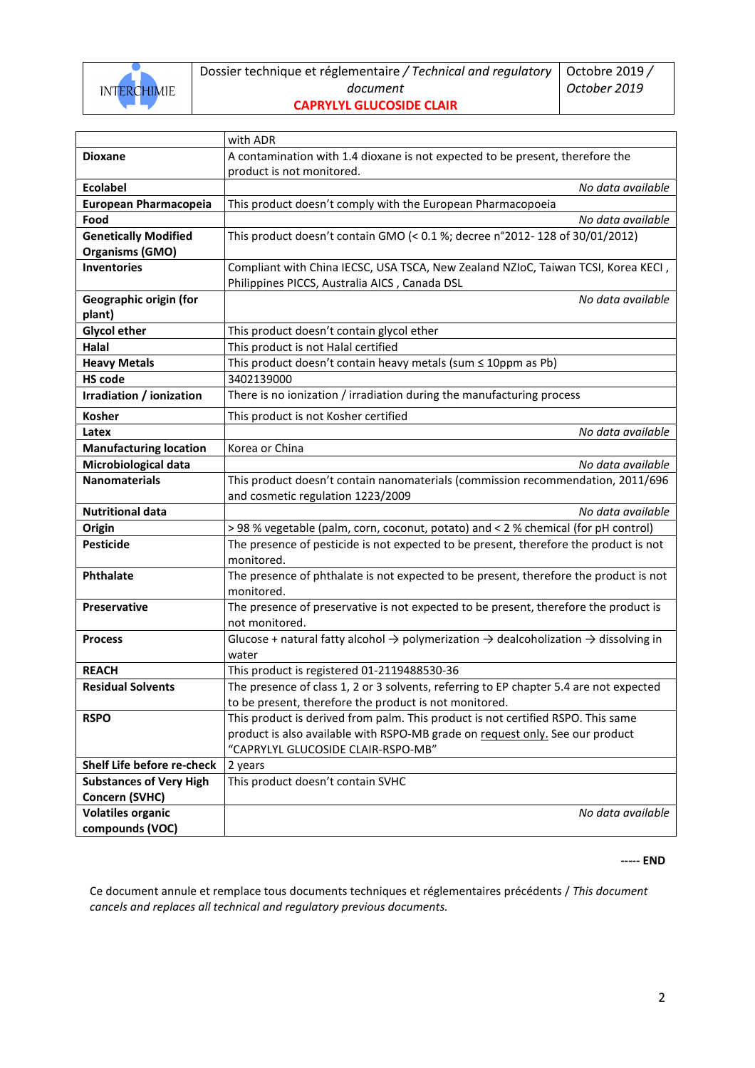| | |
|---|---|
| | with ADR |
| **Dioxane** | A contamination with 1.4 dioxane is not expected to be present, therefore the product is not monitored. |
| **Ecolabel** | *No data available* |
| **European Pharmacopeia** | This product doesn't comply with the European Pharmacopoeia |
| **Food** | *No data available* |
| **Genetically Modified Organisms (GMO)** | This product doesn't contain GMO (< 0.1 %; decree n°2012- 128 of 30/01/2012) |
| **Inventories** | Compliant with China IECSC, USA TSCA, New Zealand NZIoC, Taiwan TCSI, Korea KECI , Philippines PICCS, Australia AICS , Canada DSL |
| **Geographic origin (for plant)** | *No data available* |
| **Glycol ether** | This product doesn't contain glycol ether |
| **Halal** | This product is not Halal certified |
| **Heavy Metals** | This product doesn't contain heavy metals (sum ≤ 10ppm as Pb) |
| **HS code** | 3402139000 |
| **Irradiation / ionization** | There is no ionization / irradiation during the manufacturing process |
| **Kosher** | This product is not Kosher certified |
| **Latex** | *No data available* |
| **Manufacturing location** | Korea or China |
| **Microbiological data** | *No data available* |
| **Nanomaterials** | This product doesn't contain nanomaterials (commission recommendation, 2011/696 and cosmetic regulation 1223/2009 |
| **Nutritional data** | *No data available* |
| **Origin** | > 98 % vegetable (palm, corn, coconut, potato) and < 2 % chemical (for pH control) |
| **Pesticide** | The presence of pesticide is not expected to be present, therefore the product is not monitored. |
| **Phthalate** | The presence of phthalate is not expected to be present, therefore the product is not monitored. |
| **Preservative** | The presence of preservative is not expected to be present, therefore the product is not monitored. |
| **Process** | Glucose + natural fatty alcohol → polymerization → dealcoholization → dissolving in water |
| **REACH** | This product is registered 01-2119488530-36 |
| **Residual Solvents** | The presence of class 1, 2 or 3 solvents, referring to EP chapter 5.4 are not expected to be present, therefore the product is not monitored. |
| **RSPO** | This product is derived from palm. This product is not certified RSPO. This same product is also available with RSPO-MB grade on request only. See our product "CAPRYLYL GLUCOSIDE CLAIR-RSPO-MB" |
| **Shelf Life before re-check** | 2 years |
| **Substances of Very High Concern (SVHC)** | This product doesn't contain SVHC |
| **Volatiles organic compounds (VOC)** | *No data available* |

**----- END**

Ce document annule et remplace tous documents techniques et réglementaires précédents / *This document cancels and replaces all technical and regulatory previous documents.*